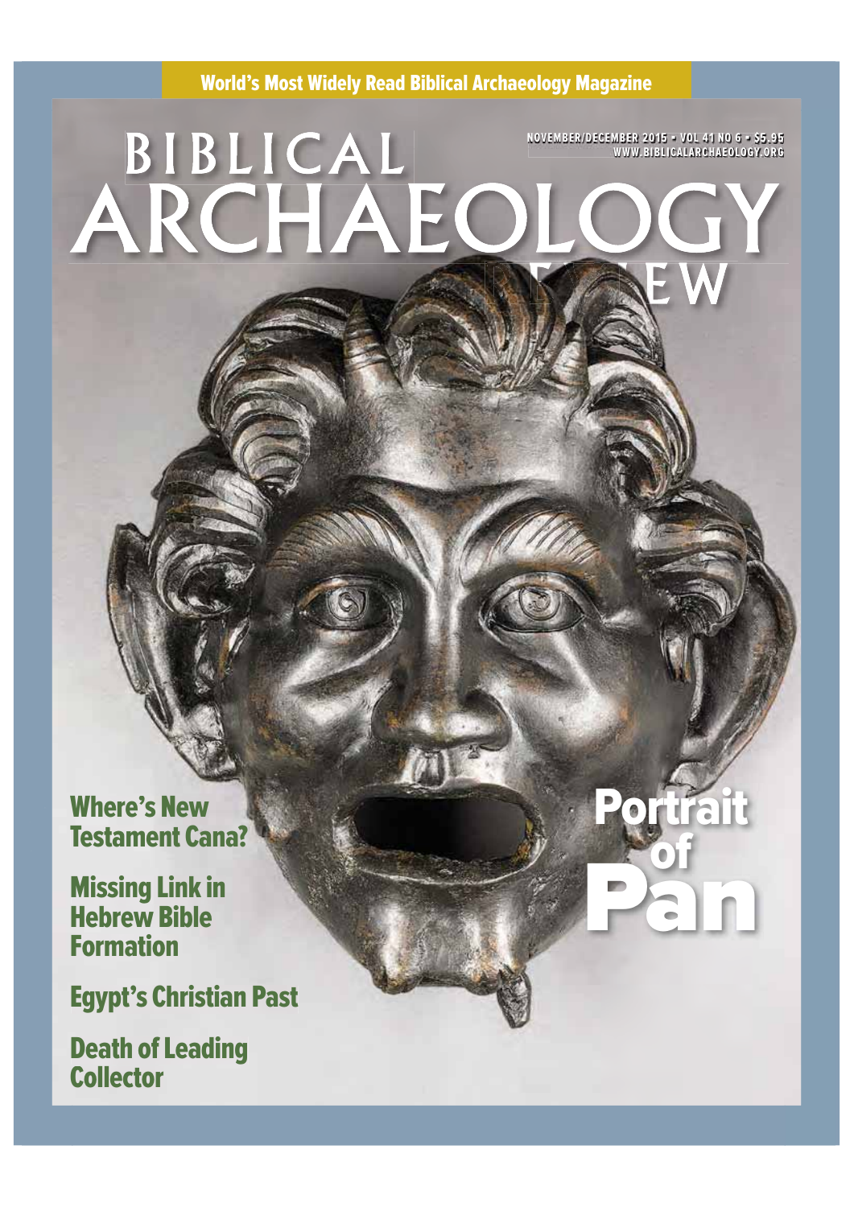World's Most Widely Read Biblical Archaeology Magazine

# BIBLICAL ARCHAEOLOGY REVIEW

NOVEMBER/DECEMBER 2015 • VOL 41 NO 6 • $5.95
WWW.BIBLICALARCHAEOLOGY.ORG

## Portrait of Pan

**Where's New Testament Cana?**

**Missing Link in Hebrew Bible Formation**

**Egypt's Christian Past**

**Death of Leading Collector**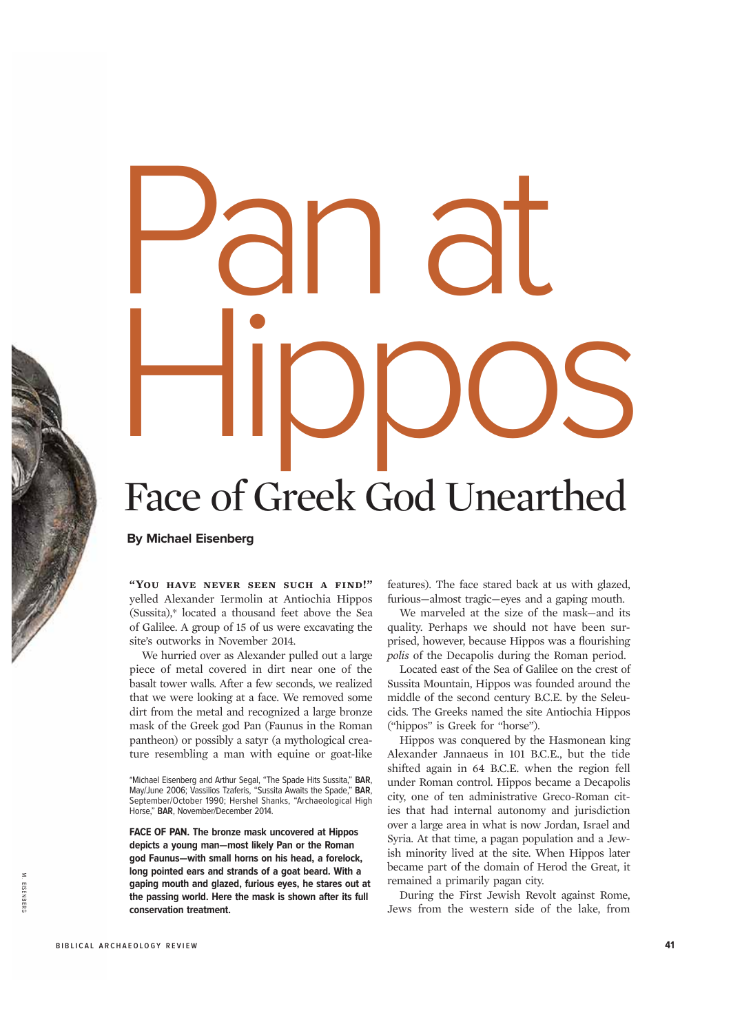# Pan at Hippos

## Face of Greek God Unearthed

**By Michael Eisenberg**

"YOU HAVE NEVER SEEN SUCH A FIND!" yelled Alexander Iermolin at Antiochia Hippos (Sussita),* located a thousand feet above the Sea of Galilee. A group of 15 of us were excavating the site's outworks in November 2014.

We hurried over as Alexander pulled out a large piece of metal covered in dirt near one of the basalt tower walls. After a few seconds, we realized that we were looking at a face. We removed some dirt from the metal and recognized a large bronze mask of the Greek god Pan (Faunus in the Roman pantheon) or possibly a satyr (a mythological creature resembling a man with equine or goat-like features). The face stared back at us with glazed, furious—almost tragic—eyes and a gaping mouth.

We marveled at the size of the mask—and its quality. Perhaps we should not have been surprised, however, because Hippos was a flourishing *polis* of the Decapolis during the Roman period.

Located east of the Sea of Galilee on the crest of Sussita Mountain, Hippos was founded around the middle of the second century B.C.E. by the Seleucids. The Greeks named the site Antiochia Hippos ("hippos" is Greek for "horse").

Hippos was conquered by the Hasmonean king Alexander Jannaeus in 101 B.C.E., but the tide shifted again in 64 B.C.E. when the region fell under Roman control. Hippos became a Decapolis city, one of ten administrative Greco-Roman cities that had internal autonomy and jurisdiction over a large area in what is now Jordan, Israel and Syria. At that time, a pagan population and a Jewish minority lived at the site. When Hippos later became part of the domain of Herod the Great, it remained a primarily pagan city.

During the First Jewish Revolt against Rome, Jews from the western side of the lake, from

*Michael Eisenberg and Arthur Segal, "The Spade Hits Sussita," **BAR**, May/June 2006; Vassilios Tzaferis, "Sussita Awaits the Spade," **BAR**, September/October 1990; Hershel Shanks, "Archaeological High Horse," **BAR**, November/December 2014.

**FACE OF PAN. The bronze mask uncovered at Hippos depicts a young man—most likely Pan or the Roman god Faunus—with small horns on his head, a forelock, long pointed ears and strands of a goat beard. With a gaping mouth and glazed, furious eyes, he stares out at the passing world. Here the mask is shown after its full conservation treatment.**

M. EISENBERG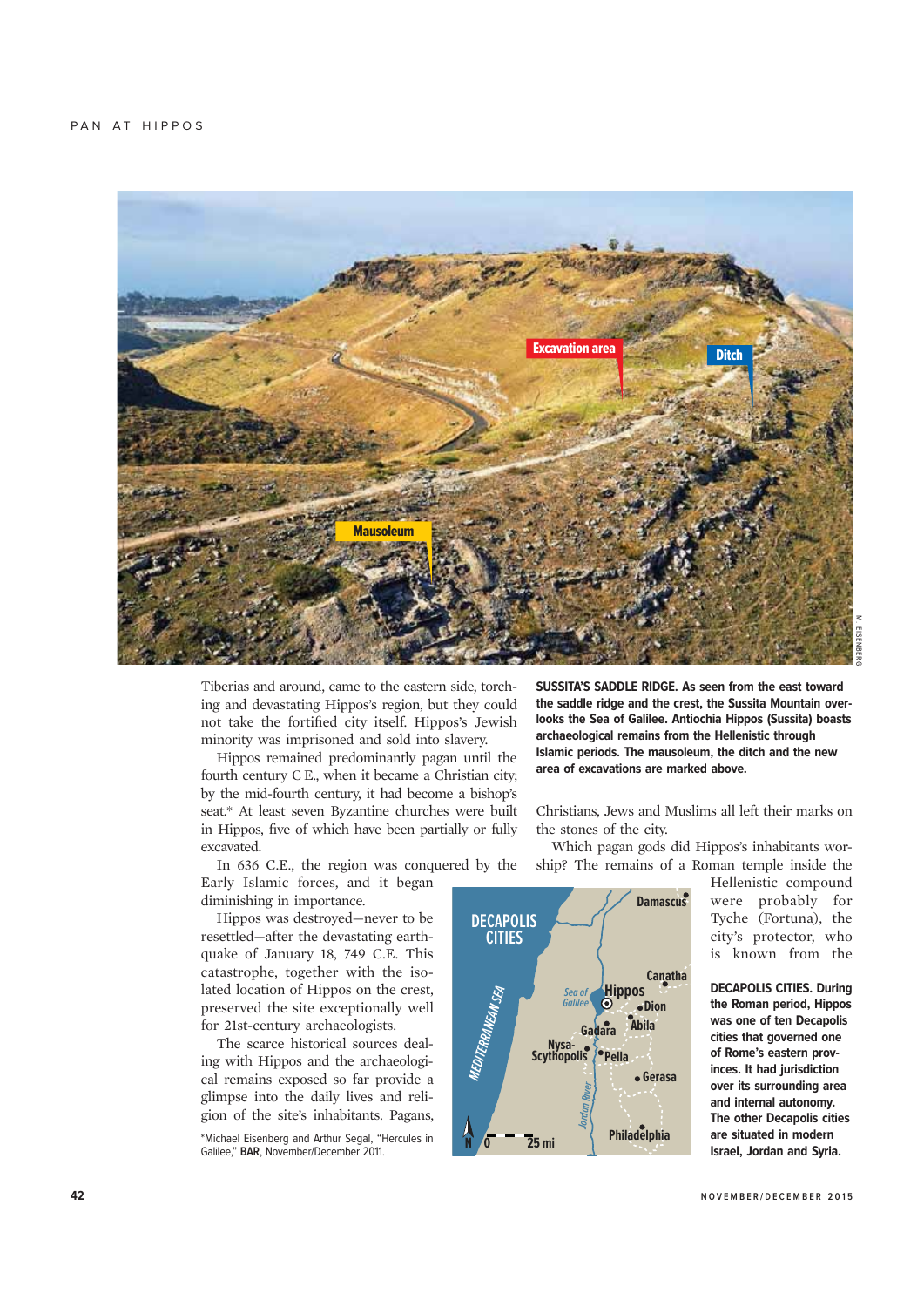Tiberias and around, came to the eastern side, torching and devastating Hippos's region, but they could not take the fortified city itself. Hippos's Jewish minority was imprisoned and sold into slavery.

Hippos remained predominantly pagan until the fourth century C.E., when it became a Christian city; by the mid-fourth century, it had become a bishop's seat.* At least seven Byzantine churches were built in Hippos, five of which have been partially or fully excavated.

In 636 C.E., the region was conquered by the Early Islamic forces, and it began diminishing in importance.

Hippos was destroyed—never to be resettled—after the devastating earthquake of January 18, 749 C.E. This catastrophe, together with the isolated location of Hippos on the crest, preserved the site exceptionally well for 21st-century archaeologists.

The scarce historical sources dealing with Hippos and the archaeological remains exposed so far provide a glimpse into the daily lives and religion of the site's inhabitants. Pagans, Christians, Jews and Muslims all left their marks on the stones of the city.

Which pagan gods did Hippos's inhabitants worship? The remains of a Roman temple inside the Hellenistic compound were probably for Tyche (Fortuna), the city's protector, who is known from the

*Michael Eisenberg and Arthur Segal, "Hercules in Galilee," **BAR**, November/December 2011.

**SUSSITA'S SADDLE RIDGE. As seen from the east toward the saddle ridge and the crest, the Sussita Mountain overlooks the Sea of Galilee. Antiochia Hippos (Sussita) boasts archaeological remains from the Hellenistic through Islamic periods. The mausoleum, the ditch and the new area of excavations are marked above.**

**DECAPOLIS CITIES. During the Roman period, Hippos was one of ten Decapolis cities that governed one of Rome's eastern provinces. It had jurisdiction over its surrounding area and internal autonomy. The other Decapolis cities are situated in modern Israel, Jordan and Syria.**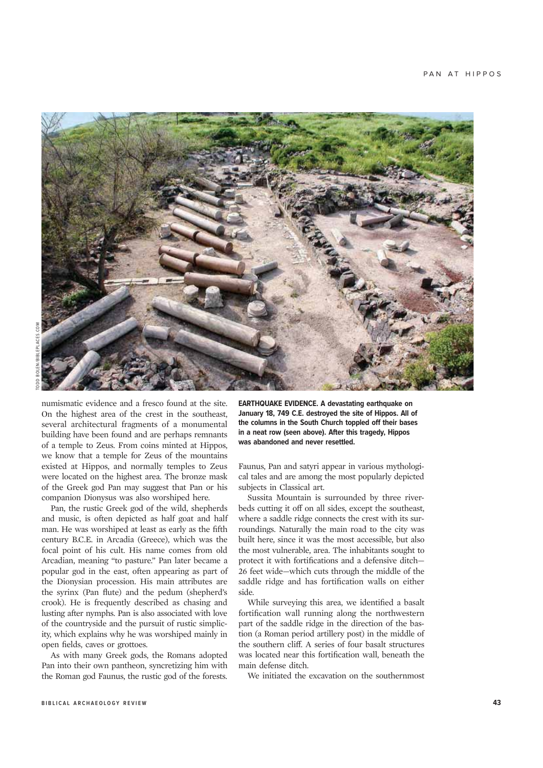numismatic evidence and a fresco found at the site. On the highest area of the crest in the southeast, several architectural fragments of a monumental building have been found and are perhaps remnants of a temple to Zeus. From coins minted at Hippos, we know that a temple for Zeus of the mountains existed at Hippos, and normally temples to Zeus were located on the highest area. The bronze mask of the Greek god Pan may suggest that Pan or his companion Dionysus was also worshiped here.

Pan, the rustic Greek god of the wild, shepherds and music, is often depicted as half goat and half man. He was worshiped at least as early as the fifth century B.C.E. in Arcadia (Greece), which was the focal point of his cult. His name comes from old Arcadian, meaning "to pasture." Pan later became a popular god in the east, often appearing as part of the Dionysian procession. His main attributes are the syrinx (Pan flute) and the pedum (shepherd's crook). He is frequently described as chasing and lusting after nymphs. Pan is also associated with love of the countryside and the pursuit of rustic simplicity, which explains why he was worshiped mainly in open fields, caves or grottoes.

As with many Greek gods, the Romans adopted Pan into their own pantheon, syncretizing him with the Roman god Faunus, the rustic god of the forests.

**EARTHQUAKE EVIDENCE. A devastating earthquake on January 18, 749 C.E. destroyed the site of Hippos. All of the columns in the South Church toppled off their bases in a neat row (seen above). After this tragedy, Hippos was abandoned and never resettled.**

TODD BOLEN/BIBLEPLACES.COM

Faunus, Pan and satyri appear in various mythological tales and are among the most popularly depicted subjects in Classical art.

Sussita Mountain is surrounded by three riverbeds cutting it off on all sides, except the southeast, where a saddle ridge connects the crest with its surroundings. Naturally the main road to the city was built here, since it was the most accessible, but also the most vulnerable, area. The inhabitants sought to protect it with fortifications and a defensive ditch—26 feet wide—which cuts through the middle of the saddle ridge and has fortification walls on either side.

While surveying this area, we identified a basalt fortification wall running along the northwestern part of the saddle ridge in the direction of the bastion (a Roman period artillery post) in the middle of the southern cliff. A series of four basalt structures was located near this fortification wall, beneath the main defense ditch.

We initiated the excavation on the southernmost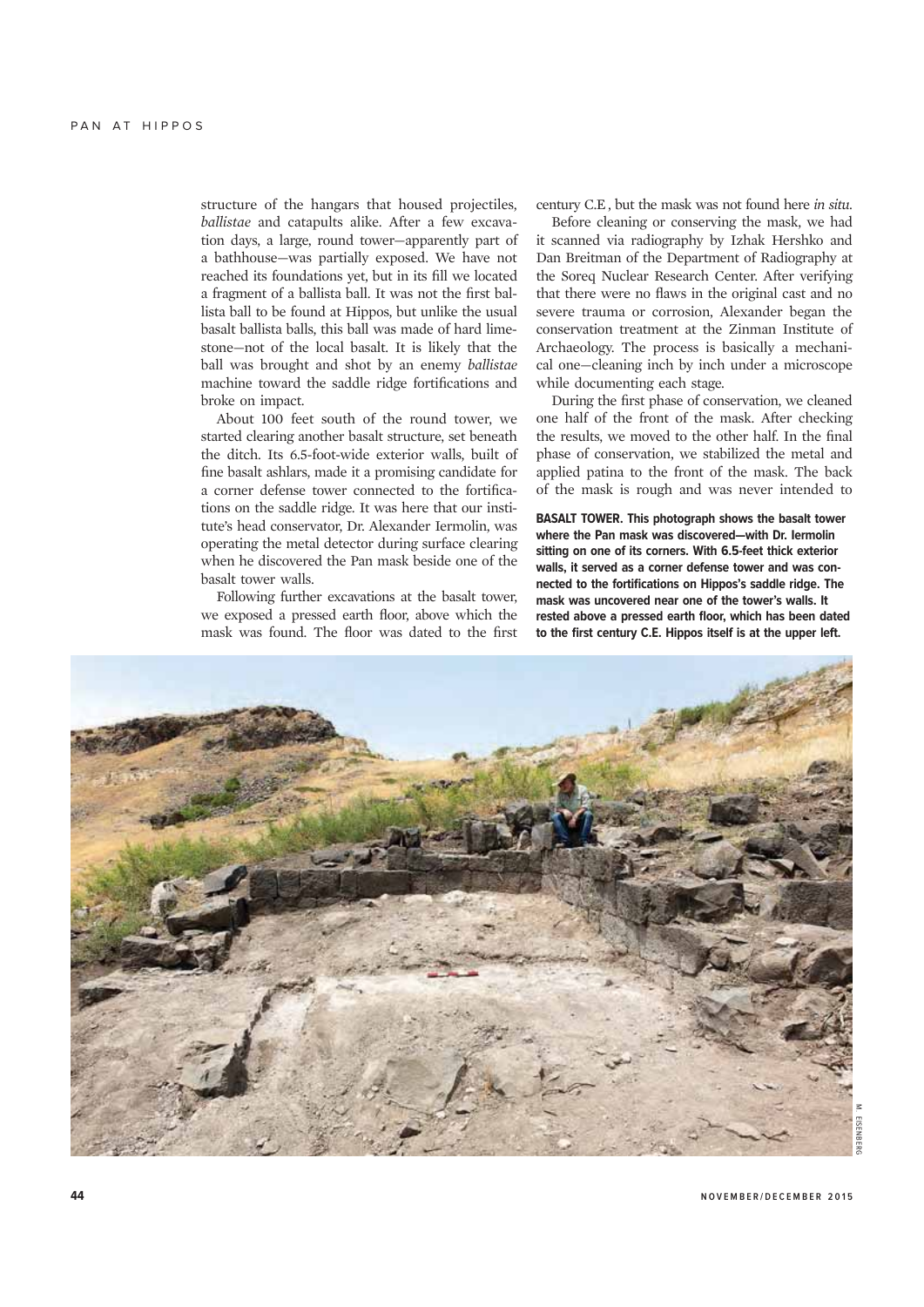structure of the hangars that housed projectiles, *ballistae* and catapults alike. After a few excavation days, a large, round tower—apparently part of a bathhouse—was partially exposed. We have not reached its foundations yet, but in its fill we located a fragment of a ballista ball. It was not the first ballista ball to be found at Hippos, but unlike the usual basalt ballista balls, this ball was made of hard limestone—not of the local basalt. It is likely that the ball was brought and shot by an enemy *ballistae* machine toward the saddle ridge fortifications and broke on impact.

About 100 feet south of the round tower, we started clearing another basalt structure, set beneath the ditch. Its 6.5-foot-wide exterior walls, built of fine basalt ashlars, made it a promising candidate for a corner defense tower connected to the fortifications on the saddle ridge. It was here that our institute's head conservator, Dr. Alexander Iermolin, was operating the metal detector during surface clearing when he discovered the Pan mask beside one of the basalt tower walls.

Following further excavations at the basalt tower, we exposed a pressed earth floor, above which the mask was found. The floor was dated to the first century C.E , but the mask was not found here *in situ*.

Before cleaning or conserving the mask, we had it scanned via radiography by Izhak Hershko and Dan Breitman of the Department of Radiography at the Soreq Nuclear Research Center. After verifying that there were no flaws in the original cast and no severe trauma or corrosion, Alexander began the conservation treatment at the Zinman Institute of Archaeology. The process is basically a mechanical one—cleaning inch by inch under a microscope while documenting each stage.

During the first phase of conservation, we cleaned one half of the front of the mask. After checking the results, we moved to the other half. In the final phase of conservation, we stabilized the metal and applied patina to the front of the mask. The back of the mask is rough and was never intended to

**BASALT TOWER. This photograph shows the basalt tower where the Pan mask was discovered—with Dr. Iermolin sitting on one of its corners. With 6.5-feet thick exterior walls, it served as a corner defense tower and was connected to the fortifications on Hippos's saddle ridge. The mask was uncovered near one of the tower's walls. It rested above a pressed earth floor, which has been dated to the first century C.E. Hippos itself is at the upper left.**

M. EISENBERG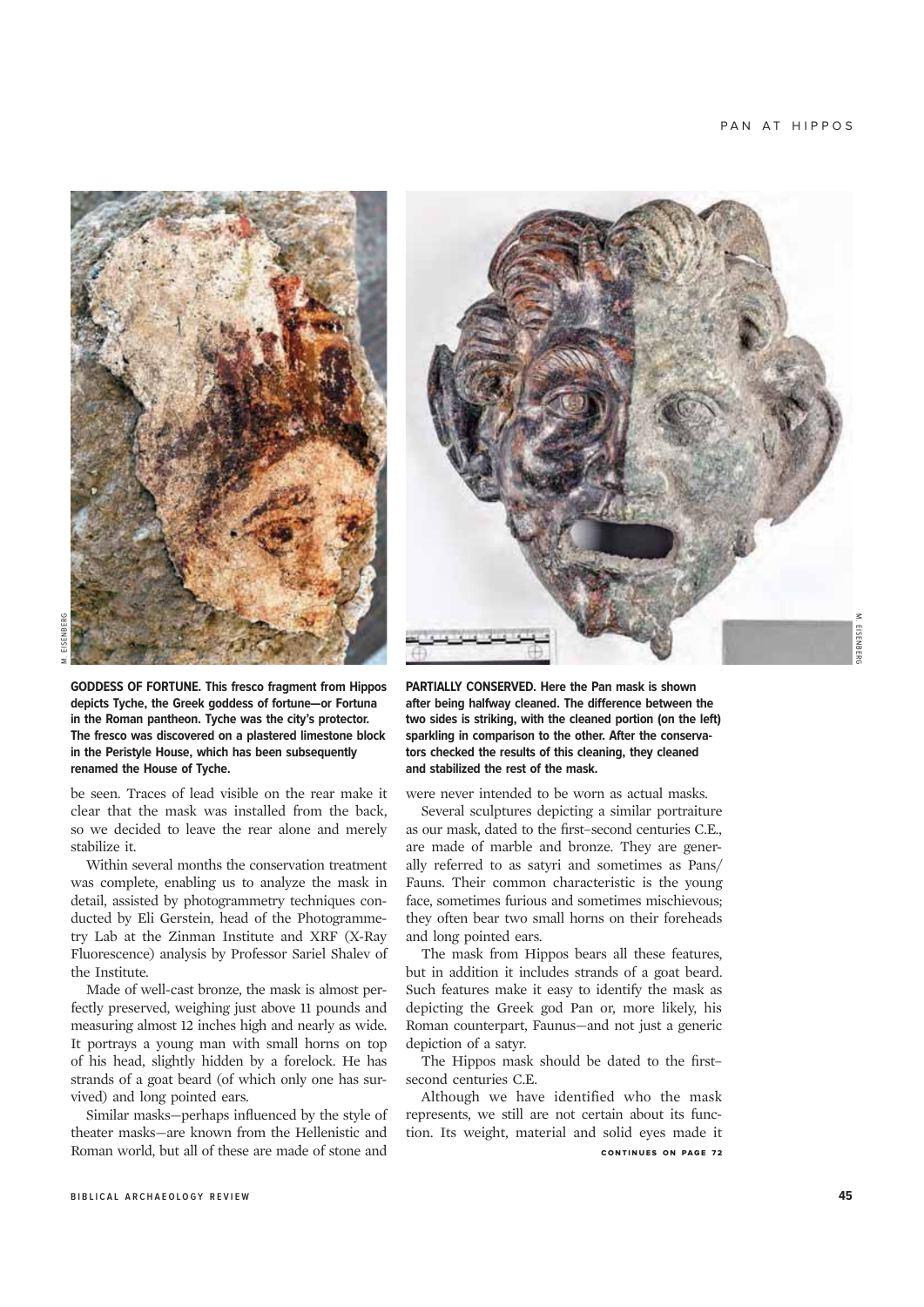**GODDESS OF FORTUNE. This fresco fragment from Hippos depicts Tyche, the Greek goddess of fortune—or Fortuna in the Roman pantheon. Tyche was the city's protector. The fresco was discovered on a plastered limestone block in the Peristyle House, which has been subsequently renamed the House of Tyche.**

**PARTIALLY CONSERVED. Here the Pan mask is shown after being halfway cleaned. The difference between the two sides is striking, with the cleaned portion (on the left) sparkling in comparison to the other. After the conservators checked the results of this cleaning, they cleaned and stabilized the rest of the mask.**

be seen. Traces of lead visible on the rear make it clear that the mask was installed from the back, so we decided to leave the rear alone and merely stabilize it.

Within several months the conservation treatment was complete, enabling us to analyze the mask in detail, assisted by photogrammetry techniques conducted by Eli Gerstein, head of the Photogrammetry Lab at the Zinman Institute and XRF (X-Ray Fluorescence) analysis by Professor Sariel Shalev of the Institute.

Made of well-cast bronze, the mask is almost perfectly preserved, weighing just above 11 pounds and measuring almost 12 inches high and nearly as wide. It portrays a young man with small horns on top of his head, slightly hidden by a forelock. He has strands of a goat beard (of which only one has survived) and long pointed ears.

Similar masks—perhaps influenced by the style of theater masks—are known from the Hellenistic and Roman world, but all of these are made of stone and were never intended to be worn as actual masks.

Several sculptures depicting a similar portraiture as our mask, dated to the first–second centuries C.E., are made of marble and bronze. They are generally referred to as satyri and sometimes as Pans/Fauns. Their common characteristic is the young face, sometimes furious and sometimes mischievous; they often bear two small horns on their foreheads and long pointed ears.

The mask from Hippos bears all these features, but in addition it includes strands of a goat beard. Such features make it easy to identify the mask as depicting the Greek god Pan or, more likely, his Roman counterpart, Faunus—and not just a generic depiction of a satyr.

The Hippos mask should be dated to the first–second centuries C.E.

Although we have identified who the mask represents, we still are not certain about its function. Its weight, material and solid eyes made it

CONTINUES ON PAGE 72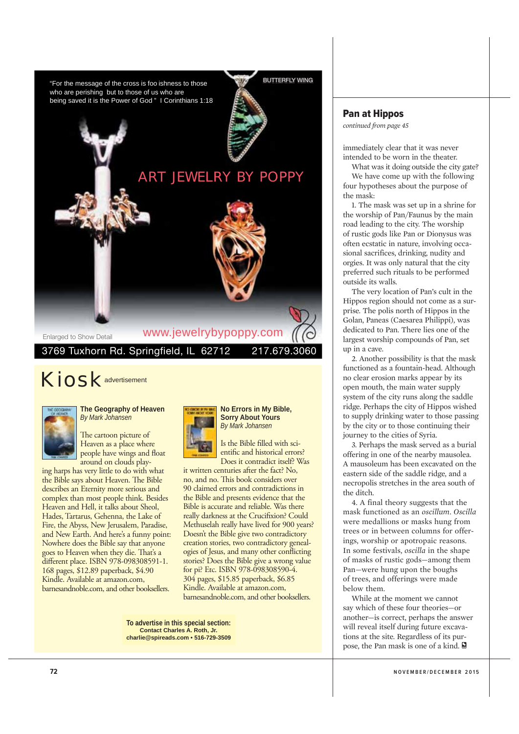"For the message of the cross is foo ishness to those who are perishing but to those of us who are being saved it is the Power of God " I Corinthians 1:18

BUTTERFLY WING

ART JEWELRY BY POPPY

Enlarged to Show Detail

www.jewelrybypoppy.com

3769 Tuxhorn Rd. Springfield, IL 62712 217.679.3060

# Kiosk advertisement

**The Geography of Heaven**
*By Mark Johansen*

The cartoon picture of Heaven as a place where people have wings and float around on clouds playing harps has very little to do with what the Bible says about Heaven. The Bible describes an Eternity more serious and complex than most people think. Besides Heaven and Hell, it talks about Sheol, Hades, Tartarus, Gehenna, the Lake of Fire, the Abyss, New Jerusalem, Paradise, and New Earth. And here's a funny point: Nowhere does the Bible say that anyone goes to Heaven when they die. That's a different place. ISBN 978-098308591-1. 168 pages, $12.89 paperback, $4.90 Kindle. Available at amazon.com, barnesandnoble.com, and other booksellers.

**No Errors in My Bible, Sorry About Yours**
*By Mark Johansen*

Is the Bible filled with scientific and historical errors? Does it contradict itself? Was it written centuries after the fact? No, no, and no. This book considers over 90 claimed errors and contradictions in the Bible and presents evidence that the Bible is accurate and reliable. Was there really darkness at the Crucifixion? Could Methuselah really have lived for 900 years? Doesn't the Bible give two contradictory creation stories, two contradictory genealogies of Jesus, and many other conflicting stories? Does the Bible give a wrong value for pi? Etc. ISBN 978-098308590-4. 304 pages, $15.85 paperback, $6.85 Kindle. Available at amazon.com, barnesandnoble.com, and other booksellers.

**To advertise in this special section:**
**Contact Charles A. Roth, Jr.**
**charlie@spireads.com • 516-729-3509**

## Pan at Hippos

*continued from page 45*

immediately clear that it was never intended to be worn in the theater.

What was it doing outside the city gate?

We have come up with the following four hypotheses about the purpose of the mask:

1. The mask was set up in a shrine for the worship of Pan/Faunus by the main road leading to the city. The worship of rustic gods like Pan or Dionysus was often ecstatic in nature, involving occasional sacrifices, drinking, nudity and orgies. It was only natural that the city preferred such rituals to be performed outside its walls.

The very location of Pan's cult in the Hippos region should not come as a surprise. The polis north of Hippos in the Golan, Paneas (Caesarea Philippi), was dedicated to Pan. There lies one of the largest worship compounds of Pan, set up in a cave.

2. Another possibility is that the mask functioned as a fountain-head. Although no clear erosion marks appear by its open mouth, the main water supply system of the city runs along the saddle ridge. Perhaps the city of Hippos wished to supply drinking water to those passing by the city or to those continuing their journey to the cities of Syria.

3. Perhaps the mask served as a burial offering in one of the nearby mausolea. A mausoleum has been excavated on the eastern side of the saddle ridge, and a necropolis stretches in the area south of the ditch.

4. A final theory suggests that the mask functioned as an *oscillum*. *Oscilla* were medallions or masks hung from trees or in between columns for offerings, worship or apotropaic reasons. In some festivals, *oscilla* in the shape of masks of rustic gods—among them Pan—were hung upon the boughs of trees, and offerings were made below them.

While at the moment we cannot say which of these four theories—or another—is correct, perhaps the answer will reveal itself during future excavations at the site. Regardless of its purpose, the Pan mask is one of a kind.